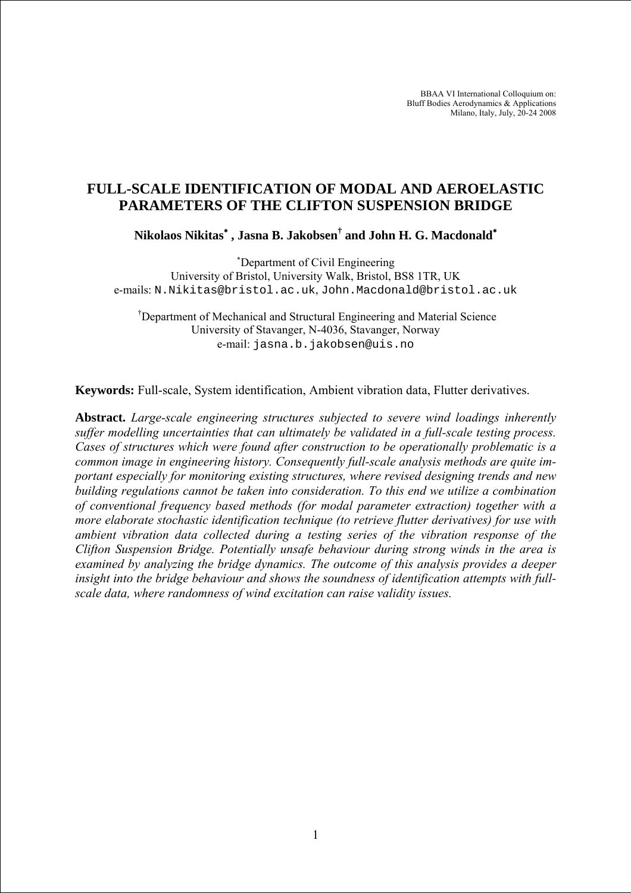BBAA VI International Colloquium on:
Bluff Bodies Aerodynamics & Applications
Milano, Italy, July, 20-24 2008

# FULL-SCALE IDENTIFICATION OF MODAL AND AEROELASTIC PARAMETERS OF THE CLIFTON SUSPENSION BRIDGE

**Nikolaos Nikitas[*] , Jasna B. Jakobsen[†] and John H. G. Macdonald[*]**

[*]Department of Civil Engineering
University of Bristol, University Walk, Bristol, BS8 1TR, UK
e-mails: N.Nikitas@bristol.ac.uk, John.Macdonald@bristol.ac.uk

[†]Department of Mechanical and Structural Engineering and Material Science
University of Stavanger, N-4036, Stavanger, Norway
e-mail: jasna.b.jakobsen@uis.no

**Keywords:** Full-scale, System identification, Ambient vibration data, Flutter derivatives.

**Abstract.** *Large-scale engineering structures subjected to severe wind loadings inherently suffer modelling uncertainties that can ultimately be validated in a full-scale testing process. Cases of structures which were found after construction to be operationally problematic is a common image in engineering history. Consequently full-scale analysis methods are quite important especially for monitoring existing structures, where revised designing trends and new building regulations cannot be taken into consideration. To this end we utilize a combination of conventional frequency based methods (for modal parameter extraction) together with a more elaborate stochastic identification technique (to retrieve flutter derivatives) for use with ambient vibration data collected during a testing series of the vibration response of the Clifton Suspension Bridge. Potentially unsafe behaviour during strong winds in the area is examined by analyzing the bridge dynamics. The outcome of this analysis provides a deeper insight into the bridge behaviour and shows the soundness of identification attempts with full-scale data, where randomness of wind excitation can raise validity issues.*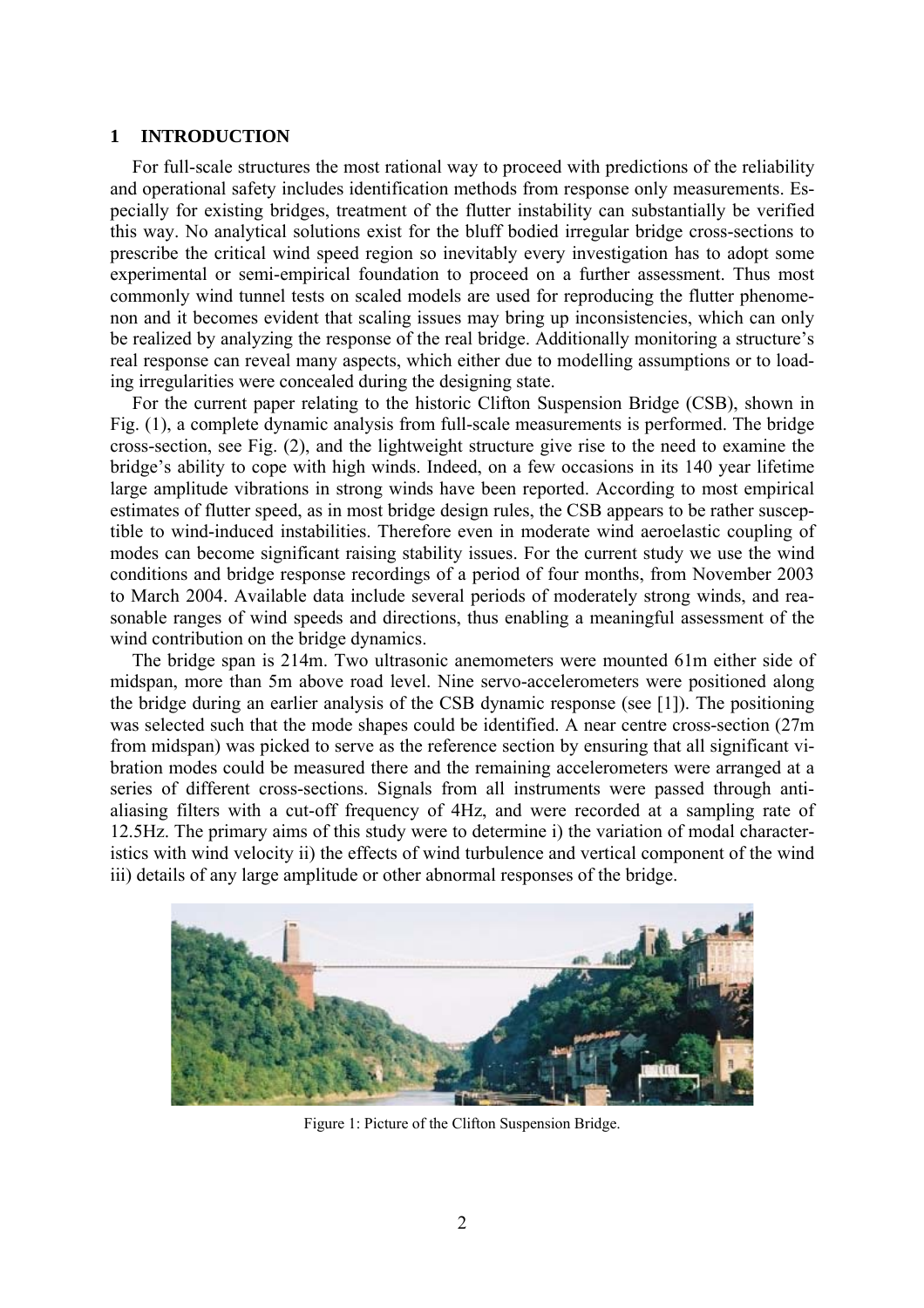## 1 INTRODUCTION

For full-scale structures the most rational way to proceed with predictions of the reliability and operational safety includes identification methods from response only measurements. Especially for existing bridges, treatment of the flutter instability can substantially be verified this way. No analytical solutions exist for the bluff bodied irregular bridge cross-sections to prescribe the critical wind speed region so inevitably every investigation has to adopt some experimental or semi-empirical foundation to proceed on a further assessment. Thus most commonly wind tunnel tests on scaled models are used for reproducing the flutter phenomenon and it becomes evident that scaling issues may bring up inconsistencies, which can only be realized by analyzing the response of the real bridge. Additionally monitoring a structure's real response can reveal many aspects, which either due to modelling assumptions or to loading irregularities were concealed during the designing state.

For the current paper relating to the historic Clifton Suspension Bridge (CSB), shown in Fig. (1), a complete dynamic analysis from full-scale measurements is performed. The bridge cross-section, see Fig. (2), and the lightweight structure give rise to the need to examine the bridge's ability to cope with high winds. Indeed, on a few occasions in its 140 year lifetime large amplitude vibrations in strong winds have been reported. According to most empirical estimates of flutter speed, as in most bridge design rules, the CSB appears to be rather susceptible to wind-induced instabilities. Therefore even in moderate wind aeroelastic coupling of modes can become significant raising stability issues. For the current study we use the wind conditions and bridge response recordings of a period of four months, from November 2003 to March 2004. Available data include several periods of moderately strong winds, and reasonable ranges of wind speeds and directions, thus enabling a meaningful assessment of the wind contribution on the bridge dynamics.

The bridge span is 214m. Two ultrasonic anemometers were mounted 61m either side of midspan, more than 5m above road level. Nine servo-accelerometers were positioned along the bridge during an earlier analysis of the CSB dynamic response (see [1]). The positioning was selected such that the mode shapes could be identified. A near centre cross-section (27m from midspan) was picked to serve as the reference section by ensuring that all significant vibration modes could be measured there and the remaining accelerometers were arranged at a series of different cross-sections. Signals from all instruments were passed through anti-aliasing filters with a cut-off frequency of 4Hz, and were recorded at a sampling rate of 12.5Hz. The primary aims of this study were to determine i) the variation of modal characteristics with wind velocity ii) the effects of wind turbulence and vertical component of the wind iii) details of any large amplitude or other abnormal responses of the bridge.

Figure 1: Picture of the Clifton Suspension Bridge.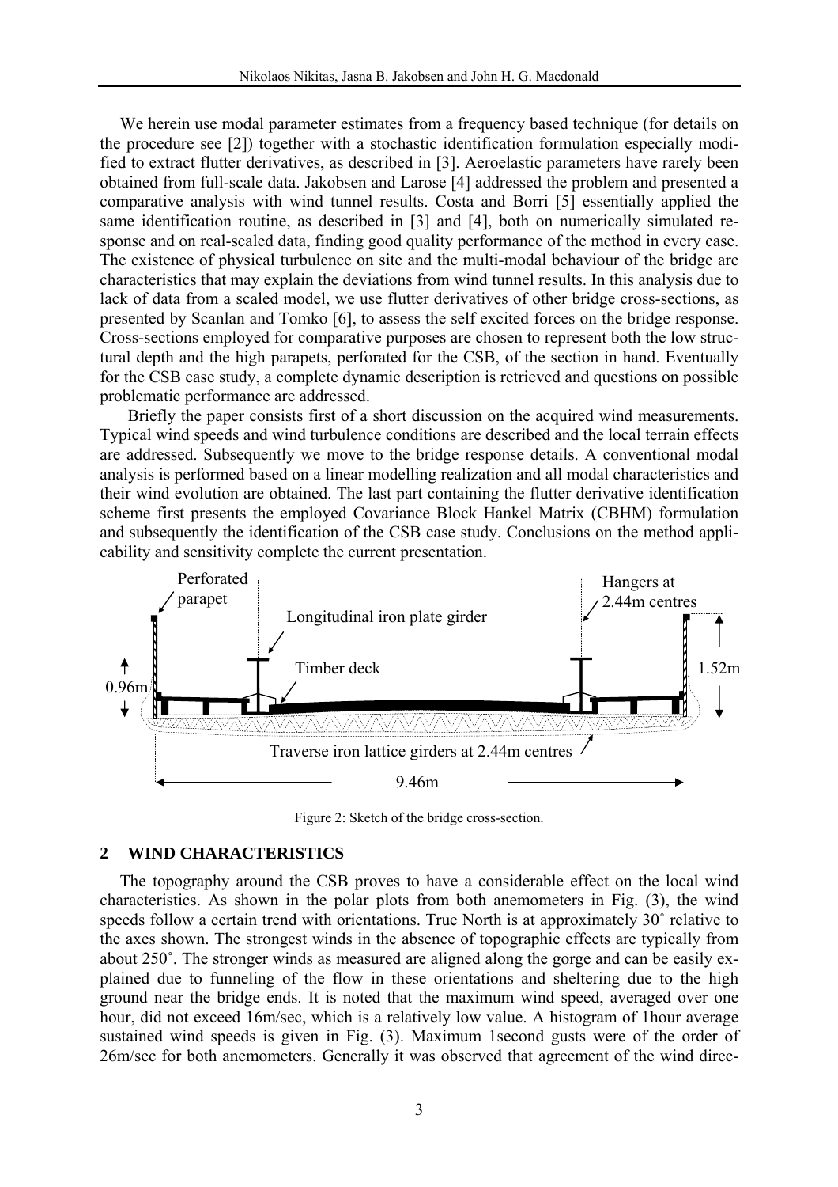We herein use modal parameter estimates from a frequency based technique (for details on the procedure see [2]) together with a stochastic identification formulation especially modified to extract flutter derivatives, as described in [3]. Aeroelastic parameters have rarely been obtained from full-scale data. Jakobsen and Larose [4] addressed the problem and presented a comparative analysis with wind tunnel results. Costa and Borri [5] essentially applied the same identification routine, as described in [3] and [4], both on numerically simulated response and on real-scaled data, finding good quality performance of the method in every case. The existence of physical turbulence on site and the multi-modal behaviour of the bridge are characteristics that may explain the deviations from wind tunnel results. In this analysis due to lack of data from a scaled model, we use flutter derivatives of other bridge cross-sections, as presented by Scanlan and Tomko [6], to assess the self excited forces on the bridge response. Cross-sections employed for comparative purposes are chosen to represent both the low structural depth and the high parapets, perforated for the CSB, of the section in hand. Eventually for the CSB case study, a complete dynamic description is retrieved and questions on possible problematic performance are addressed.

Briefly the paper consists first of a short discussion on the acquired wind measurements. Typical wind speeds and wind turbulence conditions are described and the local terrain effects are addressed. Subsequently we move to the bridge response details. A conventional modal analysis is performed based on a linear modelling realization and all modal characteristics and their wind evolution are obtained. The last part containing the flutter derivative identification scheme first presents the employed Covariance Block Hankel Matrix (CBHM) formulation and subsequently the identification of the CSB case study. Conclusions on the method applicability and sensitivity complete the current presentation.

Perforated parapet | Longitudinal iron plate girder | Timber deck | Hangers at 2.44m centres | 0.96m | 1.52m | Traverse iron lattice girders at 2.44m centres | 9.46m

Figure 2: Sketch of the bridge cross-section.

## 2 WIND CHARACTERISTICS

The topography around the CSB proves to have a considerable effect on the local wind characteristics. As shown in the polar plots from both anemometers in Fig. (3), the wind speeds follow a certain trend with orientations. True North is at approximately 30˚ relative to the axes shown. The strongest winds in the absence of topographic effects are typically from about 250˚. The stronger winds as measured are aligned along the gorge and can be easily explained due to funneling of the flow in these orientations and sheltering due to the high ground near the bridge ends. It is noted that the maximum wind speed, averaged over one hour, did not exceed 16m/sec, which is a relatively low value. A histogram of 1hour average sustained wind speeds is given in Fig. (3). Maximum 1second gusts were of the order of 26m/sec for both anemometers. Generally it was observed that agreement of the wind direc-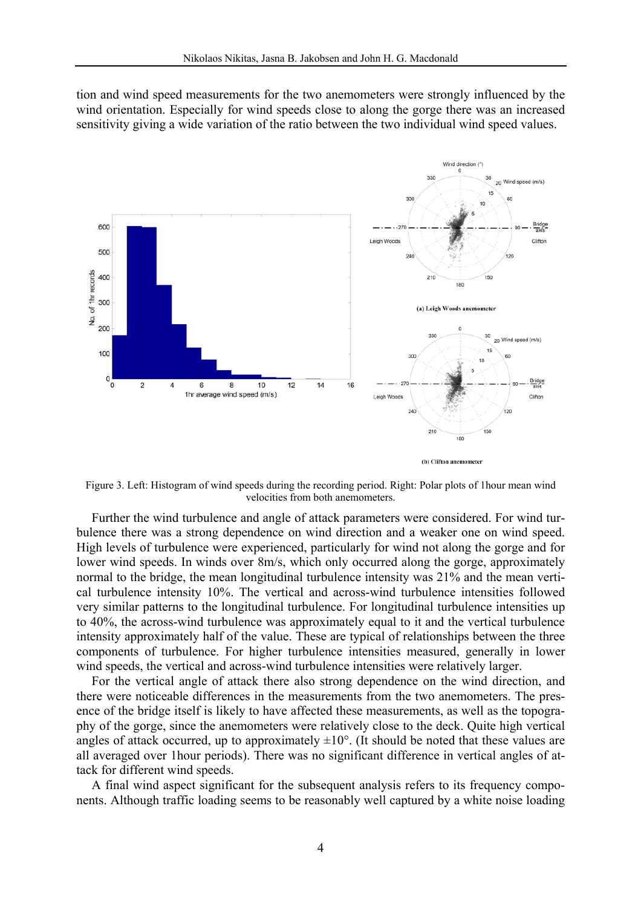tion and wind speed measurements for the two anemometers were strongly influenced by the wind orientation. Especially for wind speeds close to along the gorge there was an increased sensitivity giving a wide variation of the ratio between the two individual wind speed values.

Figure 3. Left: Histogram of wind speeds during the recording period. Right: Polar plots of 1hour mean wind velocities from both anemometers.

Further the wind turbulence and angle of attack parameters were considered. For wind turbulence there was a strong dependence on wind direction and a weaker one on wind speed. High levels of turbulence were experienced, particularly for wind not along the gorge and for lower wind speeds. In winds over 8m/s, which only occurred along the gorge, approximately normal to the bridge, the mean longitudinal turbulence intensity was 21% and the mean vertical turbulence intensity 10%. The vertical and across-wind turbulence intensities followed very similar patterns to the longitudinal turbulence. For longitudinal turbulence intensities up to 40%, the across-wind turbulence was approximately equal to it and the vertical turbulence intensity approximately half of the value. These are typical of relationships between the three components of turbulence. For higher turbulence intensities measured, generally in lower wind speeds, the vertical and across-wind turbulence intensities were relatively larger.

For the vertical angle of attack there also strong dependence on the wind direction, and there were noticeable differences in the measurements from the two anemometers. The presence of the bridge itself is likely to have affected these measurements, as well as the topography of the gorge, since the anemometers were relatively close to the deck. Quite high vertical angles of attack occurred, up to approximately $\pm 10°$. (It should be noted that these values are all averaged over 1hour periods). There was no significant difference in vertical angles of attack for different wind speeds.

A final wind aspect significant for the subsequent analysis refers to its frequency components. Although traffic loading seems to be reasonably well captured by a white noise loading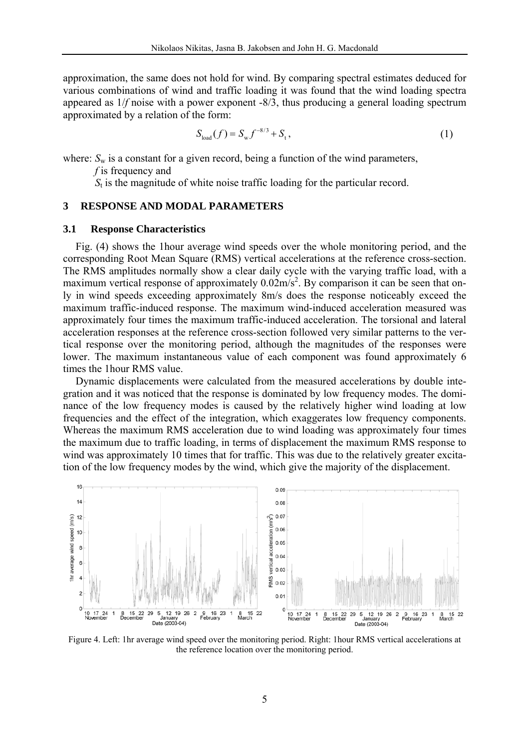approximation, the same does not hold for wind. By comparing spectral estimates deduced for various combinations of wind and traffic loading it was found that the wind loading spectra appeared as 1/*f* noise with a power exponent -8/3, thus producing a general loading spectrum approximated by a relation of the form:

$$S_{\text{load}}(f) = S_{\text{w}} f^{-8/3} + S_{\text{t}}, \tag{1}$$

where: $S_w$ is a constant for a given record, being a function of the wind parameters,
*f* is frequency and
$S_t$ is the magnitude of white noise traffic loading for the particular record.

## 3 RESPONSE AND MODAL PARAMETERS

### 3.1 Response Characteristics

Fig. (4) shows the 1hour average wind speeds over the whole monitoring period, and the corresponding Root Mean Square (RMS) vertical accelerations at the reference cross-section. The RMS amplitudes normally show a clear daily cycle with the varying traffic load, with a maximum vertical response of approximately 0.02m/s$^2$. By comparison it can be seen that only in wind speeds exceeding approximately 8m/s does the response noticeably exceed the maximum traffic-induced response. The maximum wind-induced acceleration measured was approximately four times the maximum traffic-induced acceleration. The torsional and lateral acceleration responses at the reference cross-section followed very similar patterns to the vertical response over the monitoring period, although the magnitudes of the responses were lower. The maximum instantaneous value of each component was found approximately 6 times the 1hour RMS value.

Dynamic displacements were calculated from the measured accelerations by double integration and it was noticed that the response is dominated by low frequency modes. The dominance of the low frequency modes is caused by the relatively higher wind loading at low frequencies and the effect of the integration, which exaggerates low frequency components. Whereas the maximum RMS acceleration due to wind loading was approximately four times the maximum due to traffic loading, in terms of displacement the maximum RMS response to wind was approximately 10 times that for traffic. This was due to the relatively greater excitation of the low frequency modes by the wind, which give the majority of the displacement.

Figure 4. Left: 1hr average wind speed over the monitoring period. Right: 1hour RMS vertical accelerations at the reference location over the monitoring period.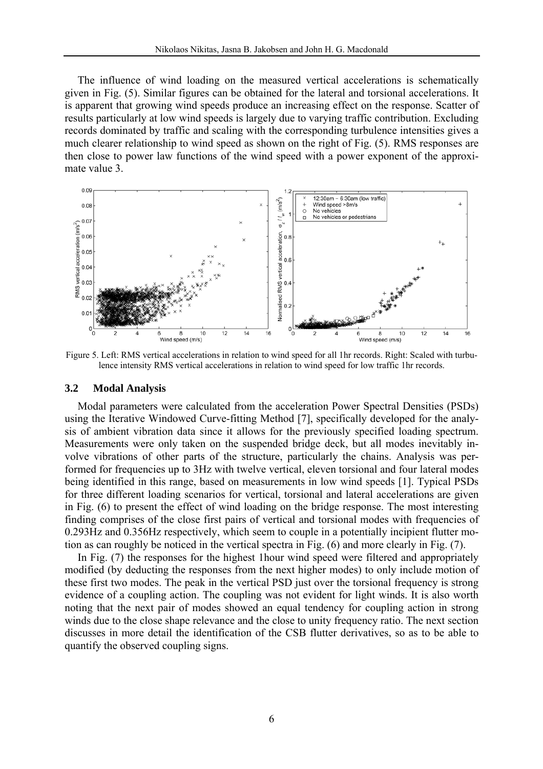The influence of wind loading on the measured vertical accelerations is schematically given in Fig. (5). Similar figures can be obtained for the lateral and torsional accelerations. It is apparent that growing wind speeds produce an increasing effect on the response. Scatter of results particularly at low wind speeds is largely due to varying traffic contribution. Excluding records dominated by traffic and scaling with the corresponding turbulence intensities gives a much clearer relationship to wind speed as shown on the right of Fig. (5). RMS responses are then close to power law functions of the wind speed with a power exponent of the approximate value 3.

Figure 5. Left: RMS vertical accelerations in relation to wind speed for all 1hr records. Right: Scaled with turbulence intensity RMS vertical accelerations in relation to wind speed for low traffic 1hr records.

### 3.2 Modal Analysis

Modal parameters were calculated from the acceleration Power Spectral Densities (PSDs) using the Iterative Windowed Curve-fitting Method [7], specifically developed for the analysis of ambient vibration data since it allows for the previously specified loading spectrum. Measurements were only taken on the suspended bridge deck, but all modes inevitably involve vibrations of other parts of the structure, particularly the chains. Analysis was performed for frequencies up to 3Hz with twelve vertical, eleven torsional and four lateral modes being identified in this range, based on measurements in low wind speeds [1]. Typical PSDs for three different loading scenarios for vertical, torsional and lateral accelerations are given in Fig. (6) to present the effect of wind loading on the bridge response. The most interesting finding comprises of the close first pairs of vertical and torsional modes with frequencies of 0.293Hz and 0.356Hz respectively, which seem to couple in a potentially incipient flutter motion as can roughly be noticed in the vertical spectra in Fig. (6) and more clearly in Fig. (7).

In Fig. (7) the responses for the highest 1hour wind speed were filtered and appropriately modified (by deducting the responses from the next higher modes) to only include motion of these first two modes. The peak in the vertical PSD just over the torsional frequency is strong evidence of a coupling action. The coupling was not evident for light winds. It is also worth noting that the next pair of modes showed an equal tendency for coupling action in strong winds due to the close shape relevance and the close to unity frequency ratio. The next section discusses in more detail the identification of the CSB flutter derivatives, so as to be able to quantify the observed coupling signs.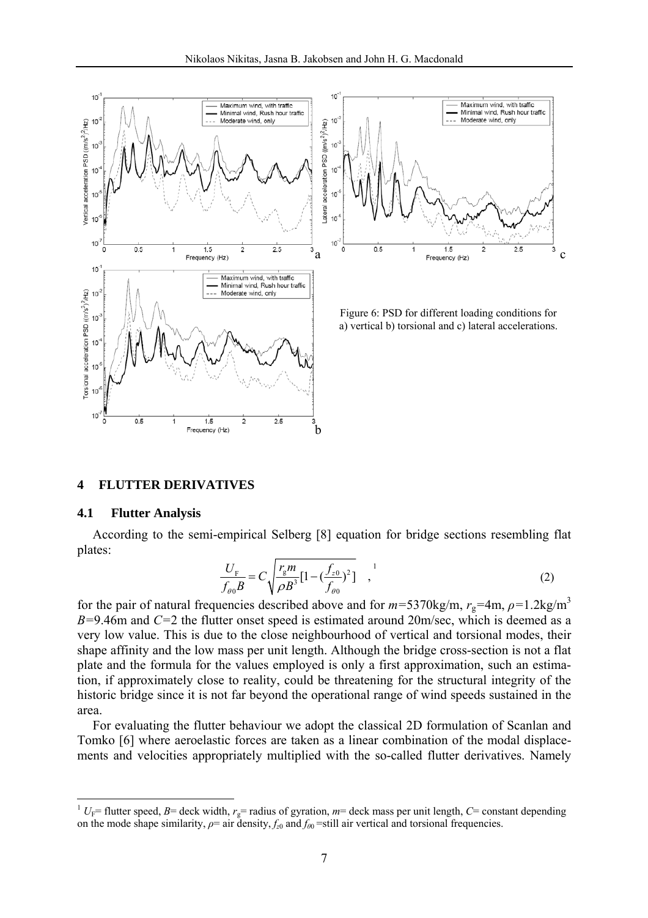Figure 6: PSD for different loading conditions for a) vertical b) torsional and c) lateral accelerations.

## 4 FLUTTER DERIVATIVES

### 4.1 Flutter Analysis

According to the semi-empirical Selberg [8] equation for bridge sections resembling flat plates:

$$\frac{U_{\mathrm{F}}}{f_{\theta 0}B} = C\sqrt{\frac{r_{\mathrm{g}}m}{\rho B^{3}}[1-(\frac{f_{z0}}{f_{\theta 0}})^{2}]} \quad ,^{1} \tag{2}$$

for the pair of natural frequencies described above and for $m$=5370kg/m, $r_{\mathrm{g}}$=4m, $\rho$=1.2kg/m$^3$ $B$=9.46m and $C$=2 the flutter onset speed is estimated around 20m/sec, which is deemed as a very low value. This is due to the close neighbourhood of vertical and torsional modes, their shape affinity and the low mass per unit length. Although the bridge cross-section is not a flat plate and the formula for the values employed is only a first approximation, such an estimation, if approximately close to reality, could be threatening for the structural integrity of the historic bridge since it is not far beyond the operational range of wind speeds sustained in the area.

For evaluating the flutter behaviour we adopt the classical 2D formulation of Scanlan and Tomko [6] where aeroelastic forces are taken as a linear combination of the modal displacements and velocities appropriately multiplied with the so-called flutter derivatives. Namely

[1] $U_{\mathrm{F}}$= flutter speed, $B$= deck width, $r_{\mathrm{g}}$= radius of gyration, $m$= deck mass per unit length, $C$= constant depending on the mode shape similarity, $\rho$= air density, $f_{z0}$ and $f_{\theta 0}$ =still air vertical and torsional frequencies.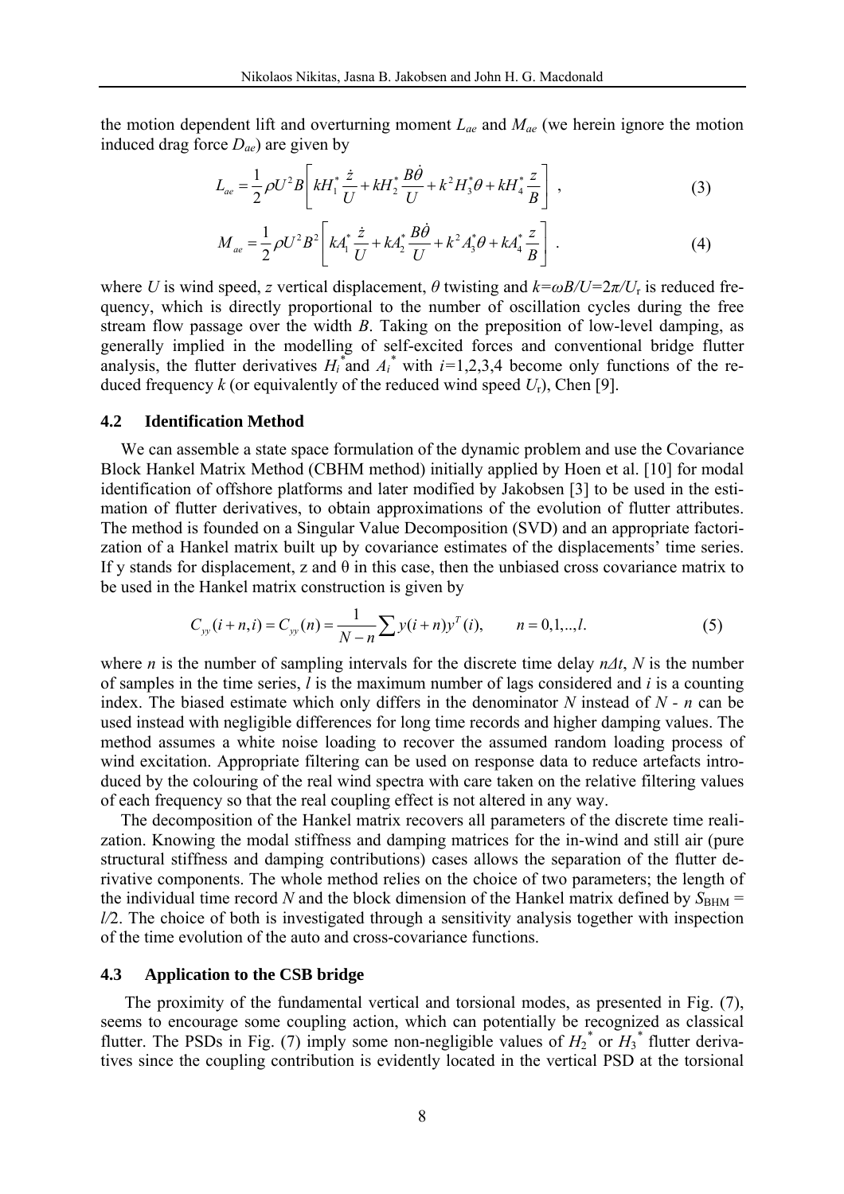the motion dependent lift and overturning moment $L_{ae}$ and $M_{ae}$ (we herein ignore the motion induced drag force $D_{ae}$) are given by

$$L_{ae} = \frac{1}{2}\rho U^2 B\left[ kH_1^* \frac{\dot{z}}{U} + kH_2^* \frac{B\dot{\theta}}{U} + k^2 H_3^* \theta + kH_4^* \frac{z}{B} \right] , \tag{3}$$

$$M_{ae} = \frac{1}{2}\rho U^2 B^2\left[ kA_1^* \frac{\dot{z}}{U} + kA_2^* \frac{B\dot{\theta}}{U} + k^2 A_3^* \theta + kA_4^* \frac{z}{B} \right] . \tag{4}$$

where $U$ is wind speed, $z$ vertical displacement, $\theta$ twisting and $k=\omega B/U=2\pi/U_r$ is reduced frequency, which is directly proportional to the number of oscillation cycles during the free stream flow passage over the width $B$. Taking on the preposition of low-level damping, as generally implied in the modelling of self-excited forces and conventional bridge flutter analysis, the flutter derivatives $H_i^*$ and $A_i^*$ with $i$=1,2,3,4 become only functions of the reduced frequency $k$ (or equivalently of the reduced wind speed $U_r$), Chen [9].

### 4.2 Identification Method

We can assemble a state space formulation of the dynamic problem and use the Covariance Block Hankel Matrix Method (CBHM method) initially applied by Hoen et al. [10] for modal identification of offshore platforms and later modified by Jakobsen [3] to be used in the estimation of flutter derivatives, to obtain approximations of the evolution of flutter attributes. The method is founded on a Singular Value Decomposition (SVD) and an appropriate factorization of a Hankel matrix built up by covariance estimates of the displacements' time series. If y stands for displacement, z and θ in this case, then the unbiased cross covariance matrix to be used in the Hankel matrix construction is given by

$$C_{yy}(i+n,i) = C_{yy}(n) = \frac{1}{N-n}\sum y(i+n)y^T(i), \qquad n = 0,1,..,l. \tag{5}$$

where $n$ is the number of sampling intervals for the discrete time delay $n\Delta t$, $N$ is the number of samples in the time series, $l$ is the maximum number of lags considered and $i$ is a counting index. The biased estimate which only differs in the denominator $N$ instead of $N$ - $n$ can be used instead with negligible differences for long time records and higher damping values. The method assumes a white noise loading to recover the assumed random loading process of wind excitation. Appropriate filtering can be used on response data to reduce artefacts introduced by the colouring of the real wind spectra with care taken on the relative filtering values of each frequency so that the real coupling effect is not altered in any way.

The decomposition of the Hankel matrix recovers all parameters of the discrete time realization. Knowing the modal stiffness and damping matrices for the in-wind and still air (pure structural stiffness and damping contributions) cases allows the separation of the flutter derivative components. The whole method relies on the choice of two parameters; the length of the individual time record $N$ and the block dimension of the Hankel matrix defined by $S_{BHM}$ = $l/2$. The choice of both is investigated through a sensitivity analysis together with inspection of the time evolution of the auto and cross-covariance functions.

### 4.3 Application to the CSB bridge

The proximity of the fundamental vertical and torsional modes, as presented in Fig. (7), seems to encourage some coupling action, which can potentially be recognized as classical flutter. The PSDs in Fig. (7) imply some non-negligible values of $H_2^*$ or $H_3^*$ flutter derivatives since the coupling contribution is evidently located in the vertical PSD at the torsional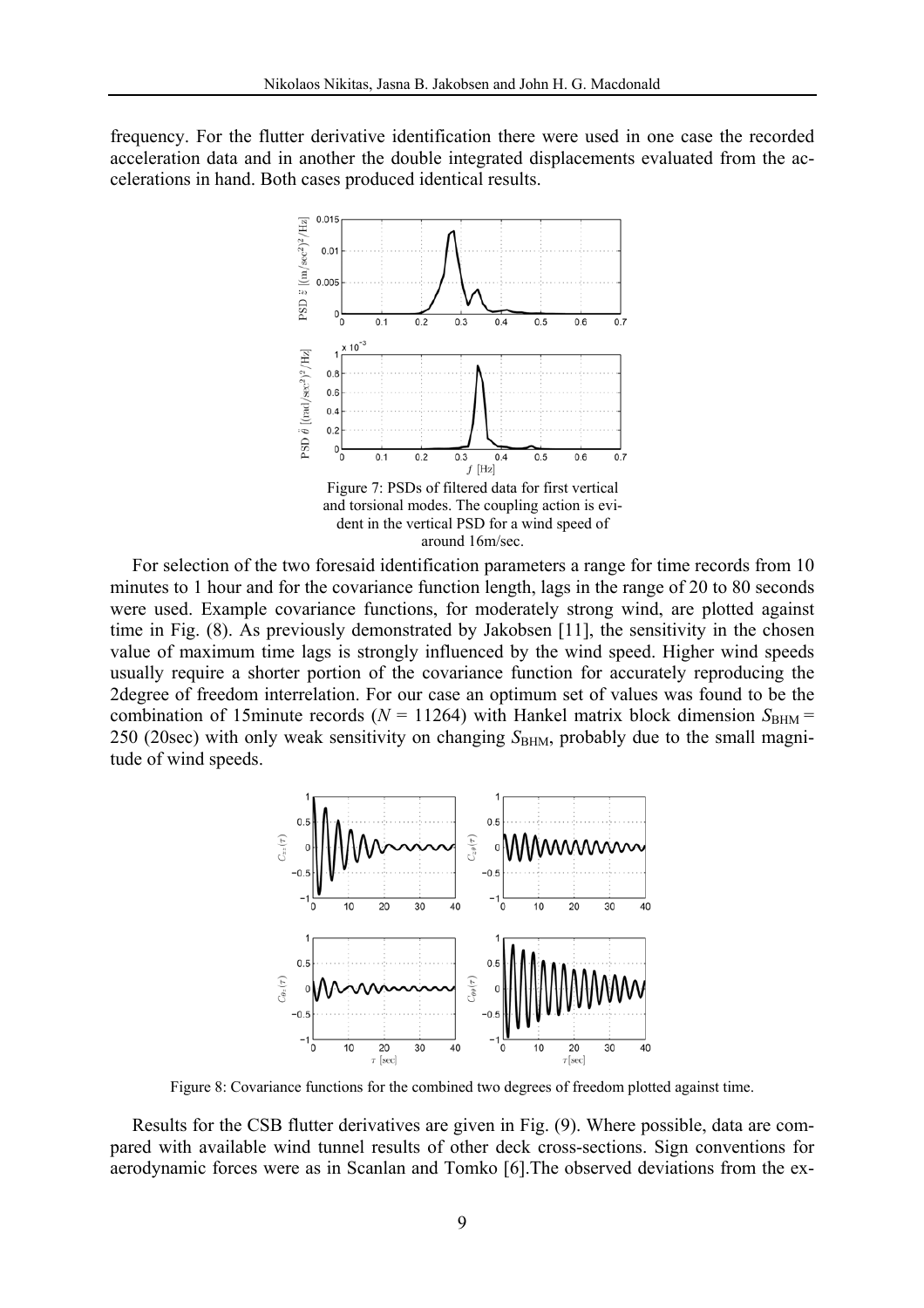frequency. For the flutter derivative identification there were used in one case the recorded acceleration data and in another the double integrated displacements evaluated from the accelerations in hand. Both cases produced identical results.

Figure 7: PSDs of filtered data for first vertical and torsional modes. The coupling action is evident in the vertical PSD for a wind speed of around 16m/sec.

For selection of the two foresaid identification parameters a range for time records from 10 minutes to 1 hour and for the covariance function length, lags in the range of 20 to 80 seconds were used. Example covariance functions, for moderately strong wind, are plotted against time in Fig. (8). As previously demonstrated by Jakobsen [11], the sensitivity in the chosen value of maximum time lags is strongly influenced by the wind speed. Higher wind speeds usually require a shorter portion of the covariance function for accurately reproducing the 2degree of freedom interrelation. For our case an optimum set of values was found to be the combination of 15minute records ($N$ = 11264) with Hankel matrix block dimension $S_{\mathrm{BHM}}$ = 250 (20sec) with only weak sensitivity on changing $S_{\mathrm{BHM}}$, probably due to the small magnitude of wind speeds.

Figure 8: Covariance functions for the combined two degrees of freedom plotted against time.

Results for the CSB flutter derivatives are given in Fig. (9). Where possible, data are compared with available wind tunnel results of other deck cross-sections. Sign conventions for aerodynamic forces were as in Scanlan and Tomko [6].The observed deviations from the ex-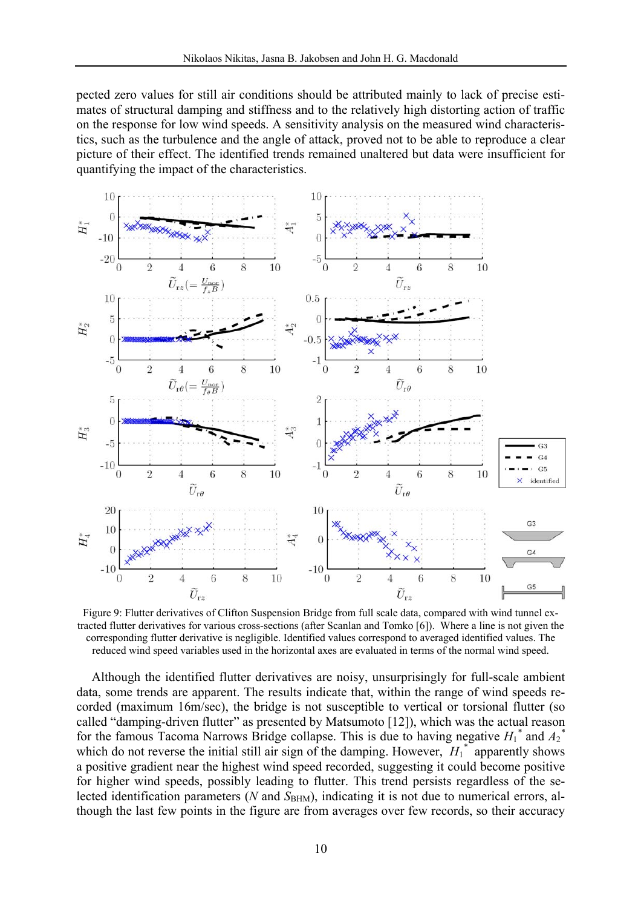pected zero values for still air conditions should be attributed mainly to lack of precise estimates of structural damping and stiffness and to the relatively high distorting action of traffic on the response for low wind speeds. A sensitivity analysis on the measured wind characteristics, such as the turbulence and the angle of attack, proved not to be able to reproduce a clear picture of their effect. The identified trends remained unaltered but data were insufficient for quantifying the impact of the characteristics.

Figure 9: Flutter derivatives of Clifton Suspension Bridge from full scale data, compared with wind tunnel extracted flutter derivatives for various cross-sections (after Scanlan and Tomko [6]). Where a line is not given the corresponding flutter derivative is negligible. Identified values correspond to averaged identified values. The reduced wind speed variables used in the horizontal axes are evaluated in terms of the normal wind speed.

Although the identified flutter derivatives are noisy, unsurprisingly for full-scale ambient data, some trends are apparent. The results indicate that, within the range of wind speeds recorded (maximum 16m/sec), the bridge is not susceptible to vertical or torsional flutter (so called "damping-driven flutter" as presented by Matsumoto [12]), which was the actual reason for the famous Tacoma Narrows Bridge collapse. This is due to having negative $H_1^*$ and $A_2^*$ which do not reverse the initial still air sign of the damping. However, $H_1^*$ apparently shows a positive gradient near the highest wind speed recorded, suggesting it could become positive for higher wind speeds, possibly leading to flutter. This trend persists regardless of the selected identification parameters ($N$ and $S_{\mathrm{BHM}}$), indicating it is not due to numerical errors, although the last few points in the figure are from averages over few records, so their accuracy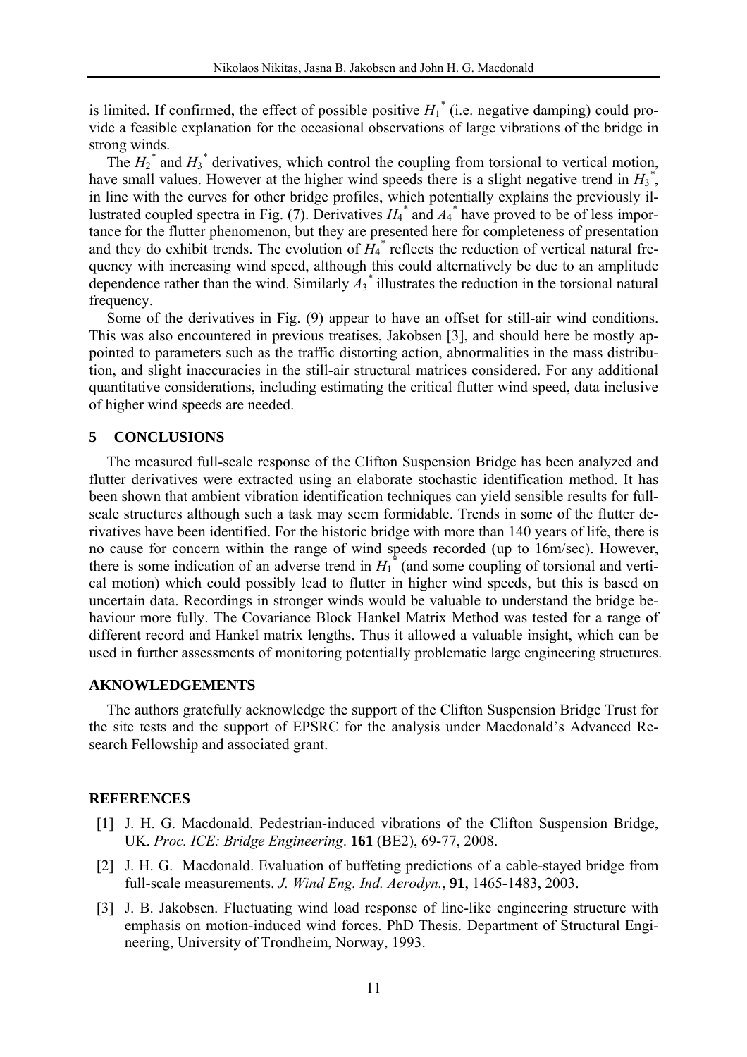is limited. If confirmed, the effect of possible positive $H_1^*$ (i.e. negative damping) could provide a feasible explanation for the occasional observations of large vibrations of the bridge in strong winds.

The $H_2^*$ and $H_3^*$ derivatives, which control the coupling from torsional to vertical motion, have small values. However at the higher wind speeds there is a slight negative trend in $H_3^*$, in line with the curves for other bridge profiles, which potentially explains the previously illustrated coupled spectra in Fig. (7). Derivatives $H_4^*$ and $A_4^*$ have proved to be of less importance for the flutter phenomenon, but they are presented here for completeness of presentation and they do exhibit trends. The evolution of $H_4^*$ reflects the reduction of vertical natural frequency with increasing wind speed, although this could alternatively be due to an amplitude dependence rather than the wind. Similarly $A_3^*$ illustrates the reduction in the torsional natural frequency.

Some of the derivatives in Fig. (9) appear to have an offset for still-air wind conditions. This was also encountered in previous treatises, Jakobsen [3], and should here be mostly appointed to parameters such as the traffic distorting action, abnormalities in the mass distribution, and slight inaccuracies in the still-air structural matrices considered. For any additional quantitative considerations, including estimating the critical flutter wind speed, data inclusive of higher wind speeds are needed.

## 5 CONCLUSIONS

The measured full-scale response of the Clifton Suspension Bridge has been analyzed and flutter derivatives were extracted using an elaborate stochastic identification method. It has been shown that ambient vibration identification techniques can yield sensible results for full-scale structures although such a task may seem formidable. Trends in some of the flutter derivatives have been identified. For the historic bridge with more than 140 years of life, there is no cause for concern within the range of wind speeds recorded (up to 16m/sec). However, there is some indication of an adverse trend in $H_1^*$ (and some coupling of torsional and vertical motion) which could possibly lead to flutter in higher wind speeds, but this is based on uncertain data. Recordings in stronger winds would be valuable to understand the bridge behaviour more fully. The Covariance Block Hankel Matrix Method was tested for a range of different record and Hankel matrix lengths. Thus it allowed a valuable insight, which can be used in further assessments of monitoring potentially problematic large engineering structures.

## AKNOWLEDGEMENTS

The authors gratefully acknowledge the support of the Clifton Suspension Bridge Trust for the site tests and the support of EPSRC for the analysis under Macdonald's Advanced Research Fellowship and associated grant.

## REFERENCES

[1] J. H. G. Macdonald. Pedestrian-induced vibrations of the Clifton Suspension Bridge, UK. *Proc. ICE: Bridge Engineering*. **161** (BE2), 69-77, 2008.

[2] J. H. G. Macdonald. Evaluation of buffeting predictions of a cable-stayed bridge from full-scale measurements. *J. Wind Eng. Ind. Aerodyn.*, **91**, 1465-1483, 2003.

[3] J. B. Jakobsen. Fluctuating wind load response of line-like engineering structure with emphasis on motion-induced wind forces. PhD Thesis. Department of Structural Engineering, University of Trondheim, Norway, 1993.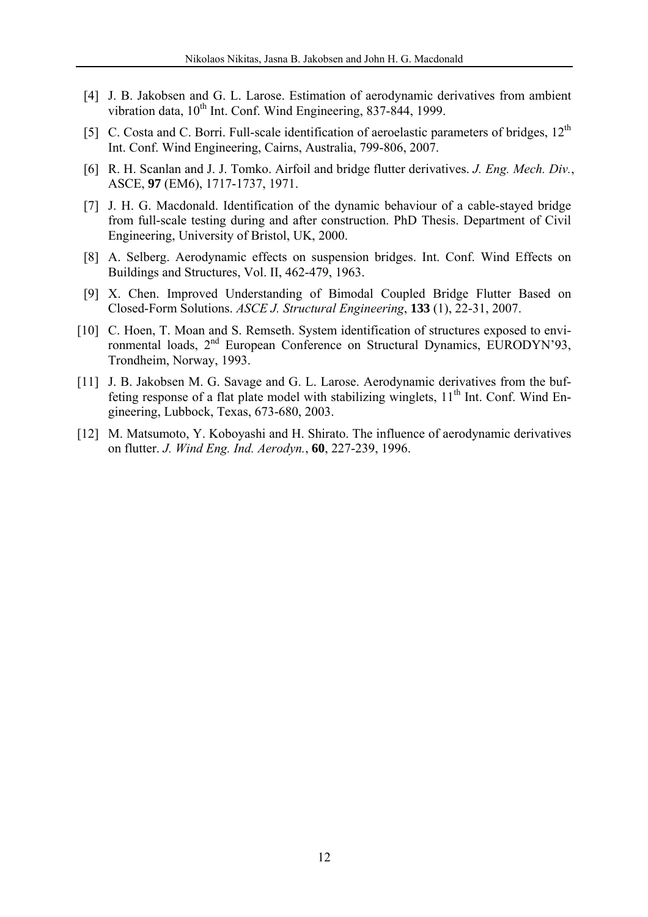[4] J. B. Jakobsen and G. L. Larose. Estimation of aerodynamic derivatives from ambient vibration data, 10th Int. Conf. Wind Engineering, 837-844, 1999.

[5] C. Costa and C. Borri. Full-scale identification of aeroelastic parameters of bridges, 12th Int. Conf. Wind Engineering, Cairns, Australia, 799-806, 2007.

[6] R. H. Scanlan and J. J. Tomko. Airfoil and bridge flutter derivatives. *J. Eng. Mech. Div.*, ASCE, **97** (EM6), 1717-1737, 1971.

[7] J. H. G. Macdonald. Identification of the dynamic behaviour of a cable-stayed bridge from full-scale testing during and after construction. PhD Thesis. Department of Civil Engineering, University of Bristol, UK, 2000.

[8] A. Selberg. Aerodynamic effects on suspension bridges. Int. Conf. Wind Effects on Buildings and Structures, Vol. II, 462-479, 1963.

[9] X. Chen. Improved Understanding of Bimodal Coupled Bridge Flutter Based on Closed-Form Solutions. *ASCE J. Structural Engineering*, **133** (1), 22-31, 2007.

[10] C. Hoen, T. Moan and S. Remseth. System identification of structures exposed to environmental loads, 2nd European Conference on Structural Dynamics, EURODYN'93, Trondheim, Norway, 1993.

[11] J. B. Jakobsen M. G. Savage and G. L. Larose. Aerodynamic derivatives from the buffeting response of a flat plate model with stabilizing winglets, 11th Int. Conf. Wind Engineering, Lubbock, Texas, 673-680, 2003.

[12] M. Matsumoto, Y. Koboyashi and H. Shirato. The influence of aerodynamic derivatives on flutter. *J. Wind Eng. Ind. Aerodyn.*, **60**, 227-239, 1996.